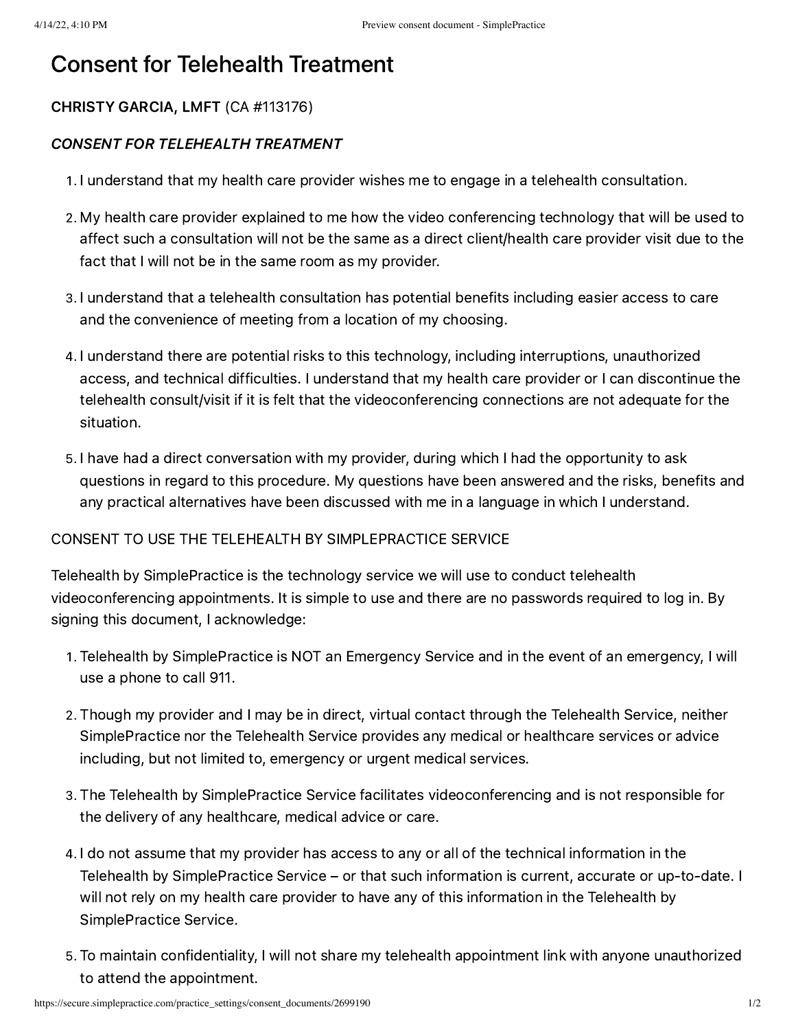# Consent for Telehealth Treatment

**CHRISTY GARCIA, LMFT** (CA #113176)

***CONSENT FOR TELEHEALTH TREATMENT***

1. I understand that my health care provider wishes me to engage in a telehealth consultation.
2. My health care provider explained to me how the video conferencing technology that will be used to affect such a consultation will not be the same as a direct client/health care provider visit due to the fact that I will not be in the same room as my provider.
3. I understand that a telehealth consultation has potential benefits including easier access to care and the convenience of meeting from a location of my choosing.
4. I understand there are potential risks to this technology, including interruptions, unauthorized access, and technical difficulties. I understand that my health care provider or I can discontinue the telehealth consult/visit if it is felt that the videoconferencing connections are not adequate for the situation.
5. I have had a direct conversation with my provider, during which I had the opportunity to ask questions in regard to this procedure. My questions have been answered and the risks, benefits and any practical alternatives have been discussed with me in a language in which I understand.

CONSENT TO USE THE TELEHEALTH BY SIMPLEPRACTICE SERVICE

Telehealth by SimplePractice is the technology service we will use to conduct telehealth videoconferencing appointments. It is simple to use and there are no passwords required to log in. By signing this document, I acknowledge:

1. Telehealth by SimplePractice is NOT an Emergency Service and in the event of an emergency, I will use a phone to call 911.
2. Though my provider and I may be in direct, virtual contact through the Telehealth Service, neither SimplePractice nor the Telehealth Service provides any medical or healthcare services or advice including, but not limited to, emergency or urgent medical services.
3. The Telehealth by SimplePractice Service facilitates videoconferencing and is not responsible for the delivery of any healthcare, medical advice or care.
4. I do not assume that my provider has access to any or all of the technical information in the Telehealth by SimplePractice Service – or that such information is current, accurate or up-to-date. I will not rely on my health care provider to have any of this information in the Telehealth by SimplePractice Service.
5. To maintain confidentiality, I will not share my telehealth appointment link with anyone unauthorized to attend the appointment.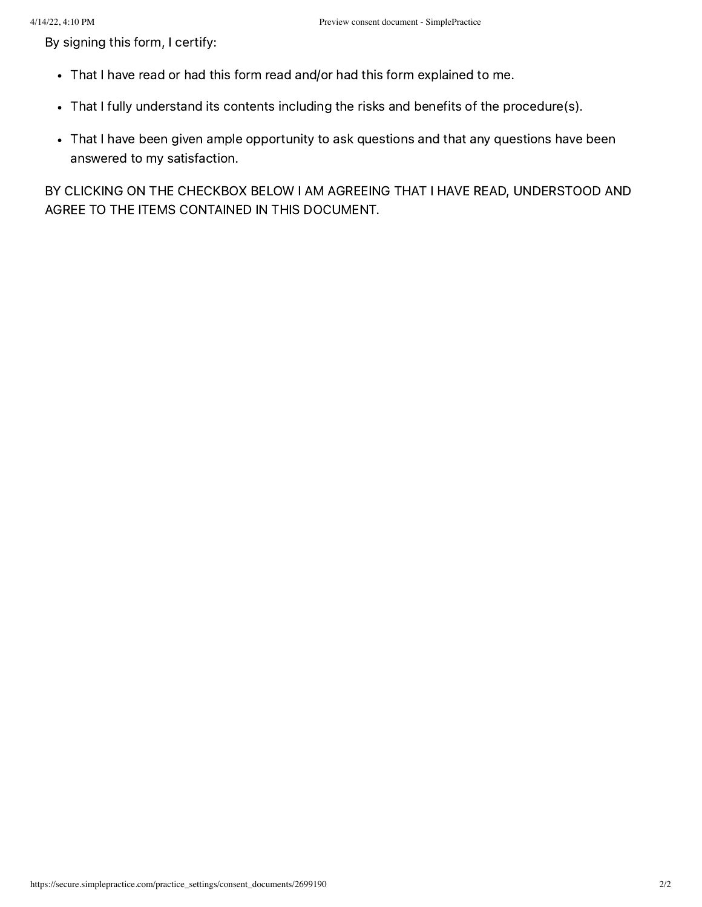By signing this form, I certify:

- That I have read or had this form read and/or had this form explained to me.
- That I fully understand its contents including the risks and benefits of the procedure(s).
- That I have been given ample opportunity to ask questions and that any questions have been answered to my satisfaction.

BY CLICKING ON THE CHECKBOX BELOW I AM AGREEING THAT I HAVE READ, UNDERSTOOD AND AGREE TO THE ITEMS CONTAINED IN THIS DOCUMENT.